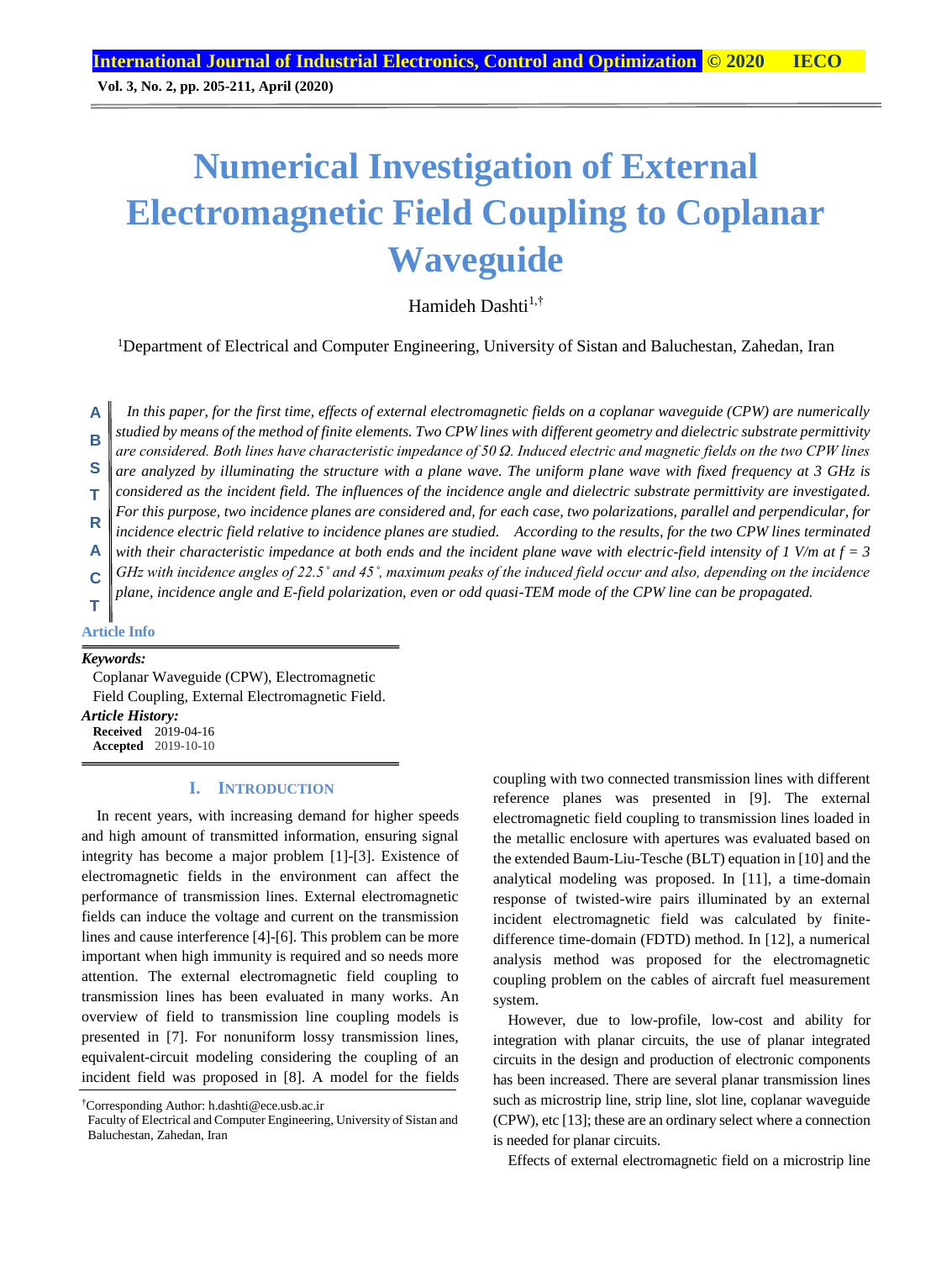# Numerical Investigation of External Electromagnetic Field Coupling to Coplanar Waveguide

Hamideh Dashti[1,†]

[1]Department of Electrical and Computer Engineering, University of Sistan and Baluchestan, Zahedan, Iran

**ABSTRACT**

*In this paper, for the first time, effects of external electromagnetic fields on a coplanar waveguide (CPW) are numerically studied by means of the method of finite elements. Two CPW lines with different geometry and dielectric substrate permittivity are considered. Both lines have characteristic impedance of 50 Ω. Induced electric and magnetic fields on the two CPW lines are analyzed by illuminating the structure with a plane wave. The uniform plane wave with fixed frequency at 3 GHz is considered as the incident field. The influences of the incidence angle and dielectric substrate permittivity are investigated. For this purpose, two incidence planes are considered and, for each case, two polarizations, parallel and perpendicular, for incidence electric field relative to incidence planes are studied. According to the results, for the two CPW lines terminated with their characteristic impedance at both ends and the incident plane wave with electric-field intensity of 1 V/m at f = 3 GHz with incidence angles of 22.5˚ and 45˚, maximum peaks of the induced field occur and also, depending on the incidence plane, incidence angle and E-field polarization, even or odd quasi-TEM mode of the CPW line can be propagated.*

**Article Info**

***Keywords:***
Coplanar Waveguide (CPW), Electromagnetic Field Coupling, External Electromagnetic Field.

***Article History:***
**Received** 2019-04-16
**Accepted** 2019-10-10

## I. Introduction

In recent years, with increasing demand for higher speeds and high amount of transmitted information, ensuring signal integrity has become a major problem [1]-[3]. Existence of electromagnetic fields in the environment can affect the performance of transmission lines. External electromagnetic fields can induce the voltage and current on the transmission lines and cause interference [4]-[6]. This problem can be more important when high immunity is required and so needs more attention. The external electromagnetic field coupling to transmission lines has been evaluated in many works. An overview of field to transmission line coupling models is presented in [7]. For nonuniform lossy transmission lines, equivalent-circuit modeling considering the coupling of an incident field was proposed in [8]. A model for the fields coupling with two connected transmission lines with different reference planes was presented in [9]. The external electromagnetic field coupling to transmission lines loaded in the metallic enclosure with apertures was evaluated based on the extended Baum-Liu-Tesche (BLT) equation in [10] and the analytical modeling was proposed. In [11], a time-domain response of twisted-wire pairs illuminated by an external incident electromagnetic field was calculated by finite-difference time-domain (FDTD) method. In [12], a numerical analysis method was proposed for the electromagnetic coupling problem on the cables of aircraft fuel measurement system.

However, due to low-profile, low-cost and ability for integration with planar circuits, the use of planar integrated circuits in the design and production of electronic components has been increased. There are several planar transmission lines such as microstrip line, strip line, slot line, coplanar waveguide (CPW), etc [13]; these are an ordinary select where a connection is needed for planar circuits.

Effects of external electromagnetic field on a microstrip line

†Corresponding Author: h.dashti@ece.usb.ac.ir
Faculty of Electrical and Computer Engineering, University of Sistan and Baluchestan, Zahedan, Iran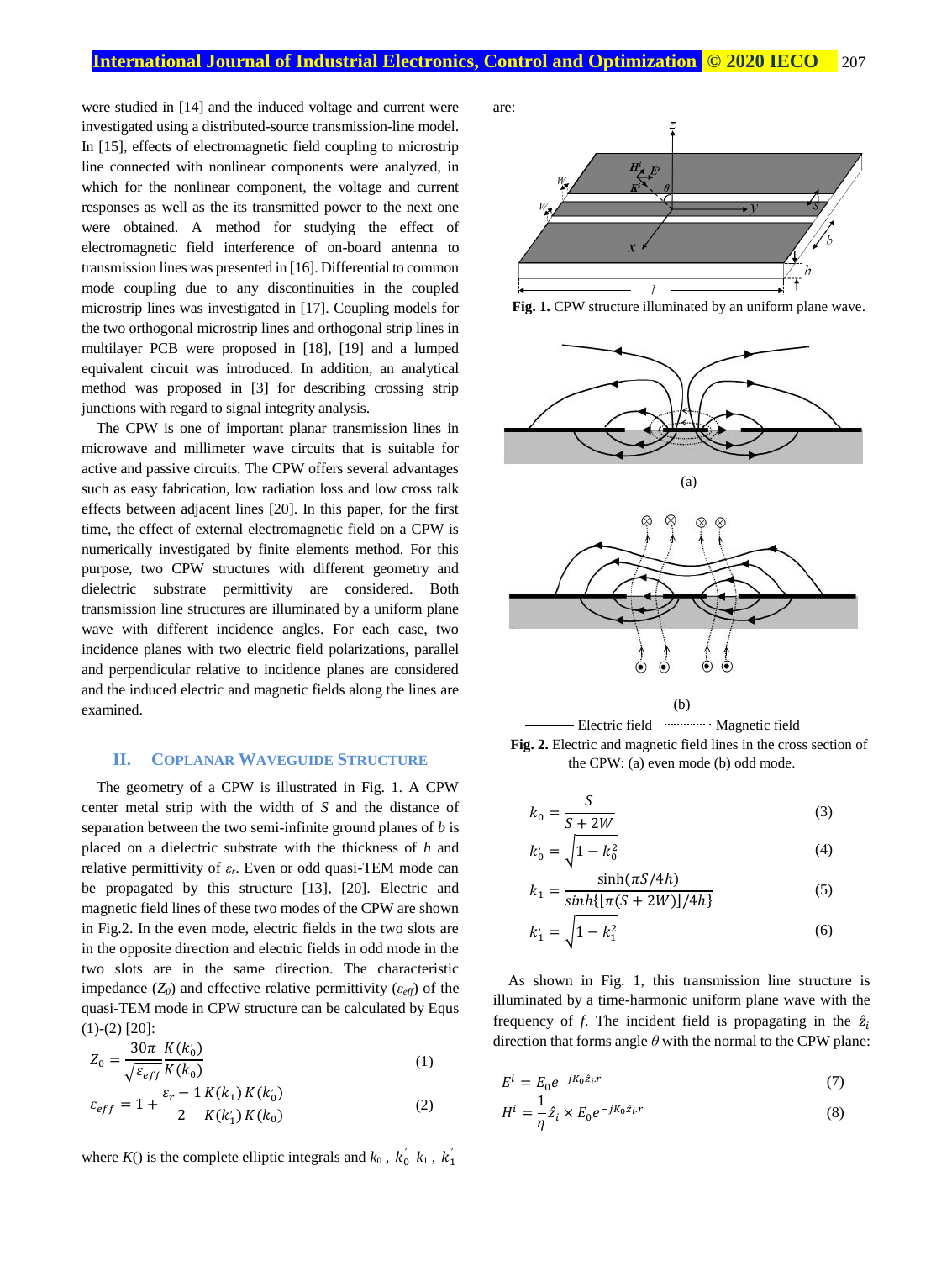were studied in [14] and the induced voltage and current were investigated using a distributed-source transmission-line model. In [15], effects of electromagnetic field coupling to microstrip line connected with nonlinear components were analyzed, in which for the nonlinear component, the voltage and current responses as well as the its transmitted power to the next one were obtained. A method for studying the effect of electromagnetic field interference of on-board antenna to transmission lines was presented in [16]. Differential to common mode coupling due to any discontinuities in the coupled microstrip lines was investigated in [17]. Coupling models for the two orthogonal microstrip lines and orthogonal strip lines in multilayer PCB were proposed in [18], [19] and a lumped equivalent circuit was introduced. In addition, an analytical method was proposed in [3] for describing crossing strip junctions with regard to signal integrity analysis.

The CPW is one of important planar transmission lines in microwave and millimeter wave circuits that is suitable for active and passive circuits. The CPW offers several advantages such as easy fabrication, low radiation loss and low cross talk effects between adjacent lines [20]. In this paper, for the first time, the effect of external electromagnetic field on a CPW is numerically investigated by finite elements method. For this purpose, two CPW structures with different geometry and dielectric substrate permittivity are considered. Both transmission line structures are illuminated by a uniform plane wave with different incidence angles. For each case, two incidence planes with two electric field polarizations, parallel and perpendicular relative to incidence planes are considered and the induced electric and magnetic fields along the lines are examined.

## II. Coplanar Waveguide Structure

The geometry of a CPW is illustrated in Fig. 1. A CPW center metal strip with the width of $S$ and the distance of separation between the two semi-infinite ground planes of $b$ is placed on a dielectric substrate with the thickness of $h$ and relative permittivity of $\varepsilon_r$. Even or odd quasi-TEM mode can be propagated by this structure [13], [20]. Electric and magnetic field lines of these two modes of the CPW are shown in Fig.2. In the even mode, electric fields in the two slots are in the opposite direction and electric fields in odd mode in the two slots are in the same direction. The characteristic impedance ($Z_0$) and effective relative permittivity ($\varepsilon_{eff}$) of the quasi-TEM mode in CPW structure can be calculated by Equs (1)-(2) [20]:

$$Z_0 = \frac{30\pi}{\sqrt{\varepsilon_{eff}}}\frac{K(k_0')}{K(k_0)} \tag{1}$$

$$\varepsilon_{eff} = 1 + \frac{\varepsilon_r - 1}{2}\frac{K(k_1)}{K(k_1')}\frac{K(k_0')}{K(k_0)} \tag{2}$$

where $K()$ is the complete elliptic integrals and $k_0$ , $k_0'$ $k_1$ , $k_1'$ are:

Fig. 1. CPW structure illuminated by an uniform plane wave.

(a)

(b)

Electric field ············ Magnetic field

Fig. 2. Electric and magnetic field lines in the cross section of the CPW: (a) even mode (b) odd mode.

$$k_0 = \frac{S}{S + 2W} \tag{3}$$

$$k_0' = \sqrt{1 - k_0^2} \tag{4}$$

$$k_1 = \frac{\sinh(\pi S/4h)}{sinh\{[\pi(S + 2W)]/4h\}} \tag{5}$$

$$k_1' = \sqrt{1 - k_1^2} \tag{6}$$

As shown in Fig. 1, this transmission line structure is illuminated by a time-harmonic uniform plane wave with the frequency of $f$. The incident field is propagating in the $\hat{z}_i$ direction that forms angle $\theta$ with the normal to the CPW plane:

$$E^i = E_0 e^{-jK_0\hat{z}_i.r} \tag{7}$$

$$H^i = \frac{1}{\eta}\hat{z}_i \times E_0 e^{-jK_0\hat{z}_i.r} \tag{8}$$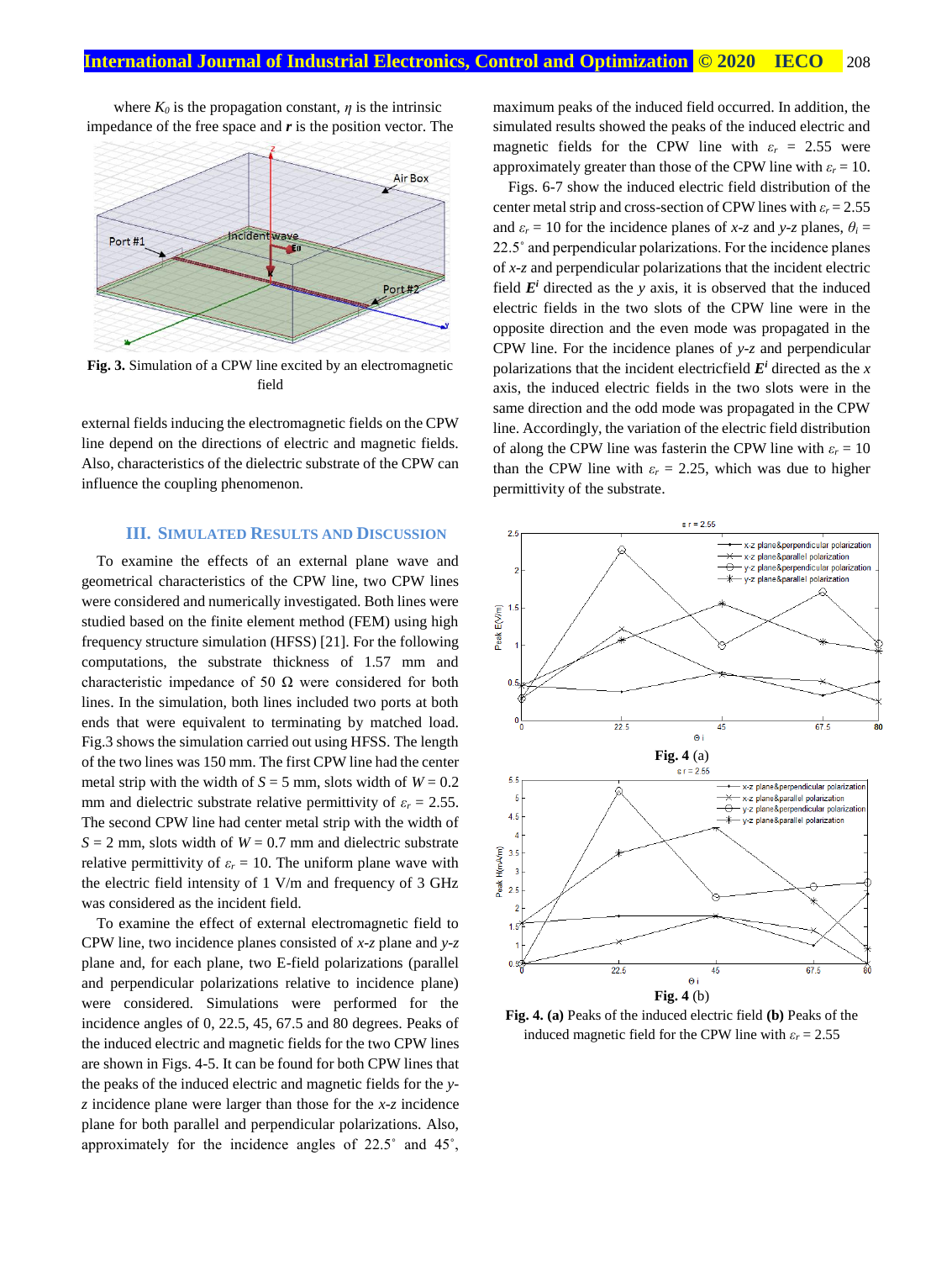where $K_0$ is the propagation constant, $\eta$ is the intrinsic impedance of the free space and $\boldsymbol{r}$ is the position vector. The

**Fig. 3.** Simulation of a CPW line excited by an electromagnetic field

external fields inducing the electromagnetic fields on the CPW line depend on the directions of electric and magnetic fields. Also, characteristics of the dielectric substrate of the CPW can influence the coupling phenomenon.

## III. Simulated Results and Discussion

To examine the effects of an external plane wave and geometrical characteristics of the CPW line, two CPW lines were considered and numerically investigated. Both lines were studied based on the finite element method (FEM) using high frequency structure simulation (HFSS) [21]. For the following computations, the substrate thickness of 1.57 mm and characteristic impedance of 50 Ω were considered for both lines. In the simulation, both lines included two ports at both ends that were equivalent to terminating by matched load. Fig.3 shows the simulation carried out using HFSS. The length of the two lines was 150 mm. The first CPW line had the center metal strip with the width of $S$ = 5 mm, slots width of $W$ = 0.2 mm and dielectric substrate relative permittivity of $\varepsilon_r$ = 2.55. The second CPW line had center metal strip with the width of $S$ = 2 mm, slots width of $W$ = 0.7 mm and dielectric substrate relative permittivity of $\varepsilon_r$ = 10. The uniform plane wave with the electric field intensity of 1 V/m and frequency of 3 GHz was considered as the incident field.

To examine the effect of external electromagnetic field to CPW line, two incidence planes consisted of *x-z* plane and *y-z* plane and, for each plane, two E-field polarizations (parallel and perpendicular polarizations relative to incidence plane) were considered. Simulations were performed for the incidence angles of 0, 22.5, 45, 67.5 and 80 degrees. Peaks of the induced electric and magnetic fields for the two CPW lines are shown in Figs. 4-5. It can be found for both CPW lines that the peaks of the induced electric and magnetic fields for the *y-z* incidence plane were larger than those for the *x-z* incidence plane for both parallel and perpendicular polarizations. Also, approximately for the incidence angles of 22.5˚ and 45˚, maximum peaks of the induced field occurred. In addition, the simulated results showed the peaks of the induced electric and magnetic fields for the CPW line with $\varepsilon_r$ = 2.55 were approximately greater than those of the CPW line with $\varepsilon_r$ = 10.

Figs. 6-7 show the induced electric field distribution of the center metal strip and cross-section of CPW lines with $\varepsilon_r$ = 2.55 and $\varepsilon_r$ = 10 for the incidence planes of *x-z* and *y-z* planes, $\theta_i$ = 22.5˚ and perpendicular polarizations. For the incidence planes of *x-z* and perpendicular polarizations that the incident electric field $\boldsymbol{E}^i$ directed as the *y* axis, it is observed that the induced electric fields in the two slots of the CPW line were in the opposite direction and the even mode was propagated in the CPW line. For the incidence planes of *y-z* and perpendicular polarizations that the incident electricfield $\boldsymbol{E}^i$ directed as the *x* axis, the induced electric fields in the two slots were in the same direction and the odd mode was propagated in the CPW line. Accordingly, the variation of the electric field distribution of along the CPW line was fasterin the CPW line with $\varepsilon_r$ = 10 than the CPW line with $\varepsilon_r$ = 2.25, which was due to higher permittivity of the substrate.

**Fig. 4** (a)

**Fig. 4** (b)

**Fig. 4. (a)** Peaks of the induced electric field **(b)** Peaks of the induced magnetic field for the CPW line with $\varepsilon_r$ = 2.55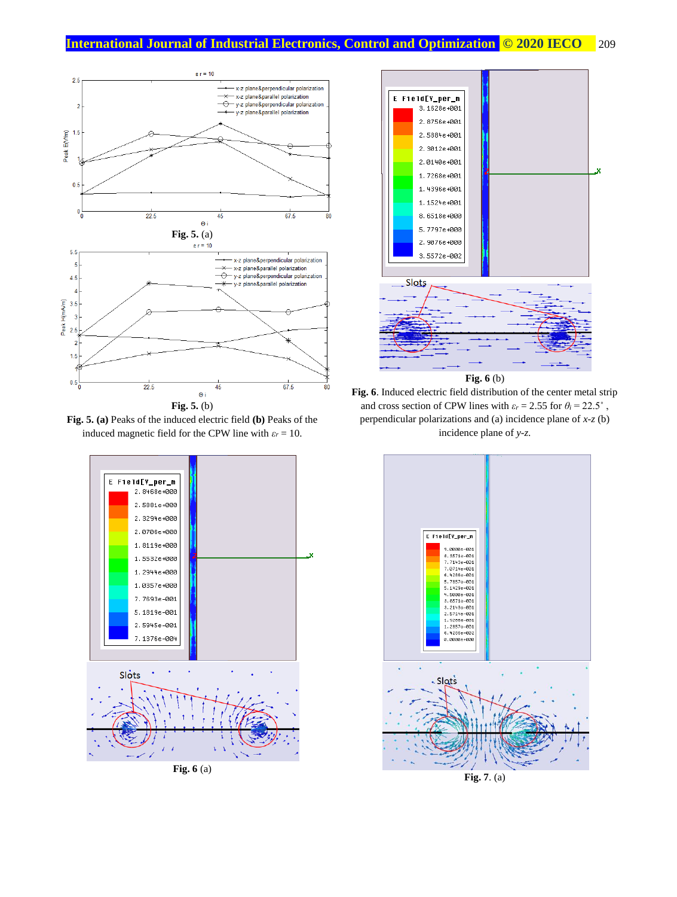Fig. 5. (a)

Fig. 5. (b)

**Fig. 5. (a)** Peaks of the induced electric field **(b)** Peaks of the induced magnetic field for the CPW line with $\varepsilon_r = 10$.

Fig. 6 (b)

**Fig. 6**. Induced electric field distribution of the center metal strip and cross section of CPW lines with $\varepsilon_r = 2.55$ for $\theta_i = 22.5^{\circ}$, perpendicular polarizations and (a) incidence plane of *x-z* (b) incidence plane of *y-z*.

**Fig. 6** (a)

**Fig. 7**. (a)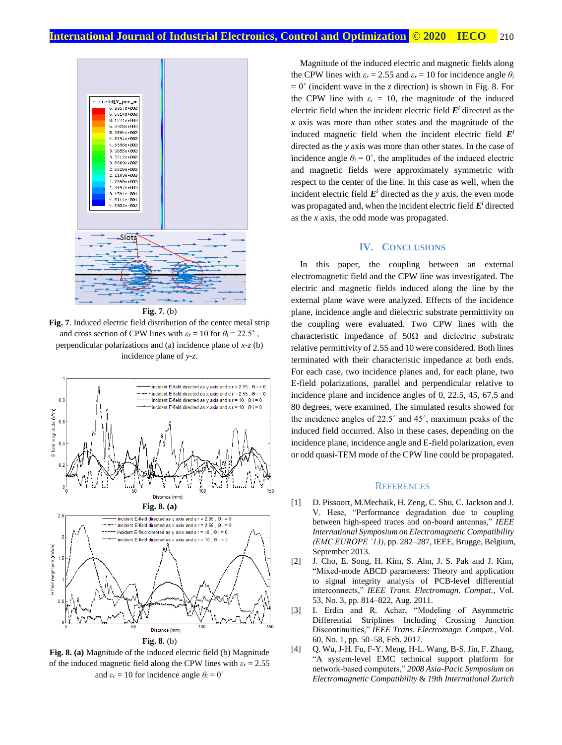Fig. 7. (b)

**Fig. 7**. Induced electric field distribution of the center metal strip and cross section of CPW lines with $\varepsilon_r = 10$ for $\theta_i = 22.5^\circ$, perpendicular polarizations and (a) incidence plane of *x-z* (b) incidence plane of *y-z*.

**Fig. 8. (a)**

Fig. 8. (b)

**Fig. 8. (a)** Magnitude of the induced electric field (b) Magnitude of the induced magnetic field along the CPW lines with $\varepsilon_r = 2.55$ and $\varepsilon_r = 10$ for incidence angle $\theta_i = 0^\circ$

Magnitude of the induced electric and magnetic fields along the CPW lines with $\varepsilon_r = 2.55$ and $\varepsilon_r = 10$ for incidence angle $\theta_i = 0^\circ$ (incident wave in the *z* direction) is shown in Fig. 8. For the CPW line with $\varepsilon_r = 10$, the magnitude of the induced electric field when the incident electric field $\boldsymbol{E}^i$ directed as the *x* axis was more than other states and the magnitude of the induced magnetic field when the incident electric field $\boldsymbol{E}^i$ directed as the *y* axis was more than other states. In the case of incidence angle $\theta_i = 0^\circ$, the amplitudes of the induced electric and magnetic fields were approximately symmetric with respect to the center of the line. In this case as well, when the incident electric field $\boldsymbol{E}^i$ directed as the *y* axis, the even mode was propagated and, when the incident electric field $\boldsymbol{E}^i$ directed as the *x* axis, the odd mode was propagated.

## IV. Conclusions

In this paper, the coupling between an external electromagnetic field and the CPW line was investigated. The electric and magnetic fields induced along the line by the external plane wave were analyzed. Effects of the incidence plane, incidence angle and dielectric substrate permittivity on the coupling were evaluated. Two CPW lines with the characteristic impedance of 50Ω and dielectric substrate relative permittivity of 2.55 and 10 were considered. Both lines terminated with their characteristic impedance at both ends. For each case, two incidence planes and, for each plane, two E-field polarizations, parallel and perpendicular relative to incidence plane and incidence angles of 0, 22.5, 45, 67.5 and 80 degrees, were examined. The simulated results showed for the incidence angles of 22.5° and 45°, maximum peaks of the induced field occurred. Also in these cases, depending on the incidence plane, incidence angle and E-field polarization, even or odd quasi-TEM mode of the CPW line could be propagated.

## References

[1] D. Pissoort, M.Mechaik, H. Zeng, C. Shu, C. Jackson and J. V. Hese, "Performance degradation due to coupling between high-speed traces and on-board antennas," *IEEE International Symposium on Electromagnetic Compatibility (EMC EUROPE '13)*, pp. 282–287, IEEE, Brugge, Belgium, September 2013.

[2] J. Cho, E. Song, H. Kim, S. Ahn, J. S. Pak and J. Kim, "Mixed-mode ABCD parameters: Theory and application to signal integrity analysis of PCB-level differential interconnects," *IEEE Trans. Electromagn. Compat.*, Vol. 53, No. 3, pp. 814–822, Aug. 2011.

[3] I. Erdin and R. Achar, "Modeling of Asymmetric Differential Striplines Including Crossing Junction Discontinuities," *IEEE Trans. Electromagn. Compat.*, Vol. 60, No. 1, pp. 50–58, Feb. 2017.

[4] Q. Wu, J-H. Fu, F-Y. Meng, H-L. Wang, B-S. Jin, F. Zhang, "A system-level EMC technical support platform for network-based computers," *2008 Asia-Pacic Symposium on Electromagnetic Compatibility & 19th International Zurich*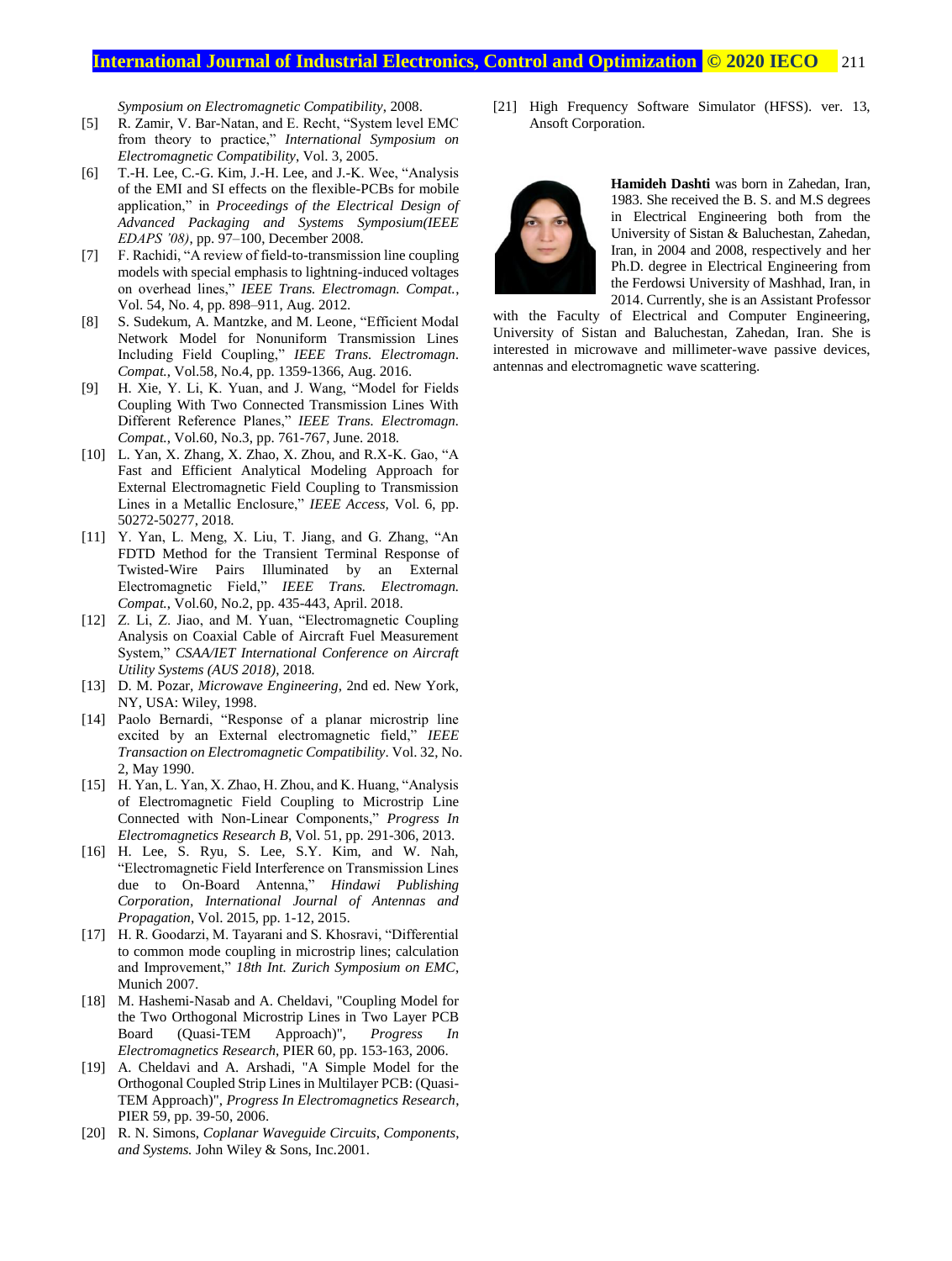*Symposium on Electromagnetic Compatibility*, 2008.

[5] R. Zamir, V. Bar-Natan, and E. Recht, "System level EMC from theory to practice," *International Symposium on Electromagnetic Compatibility*, Vol. 3, 2005.

[6] T.-H. Lee, C.-G. Kim, J.-H. Lee, and J.-K. Wee, "Analysis of the EMI and SI effects on the flexible-PCBs for mobile application," in *Proceedings of the Electrical Design of Advanced Packaging and Systems Symposium(IEEE EDAPS '08)*, pp. 97–100, December 2008.

[7] F. Rachidi, "A review of field-to-transmission line coupling models with special emphasis to lightning-induced voltages on overhead lines," *IEEE Trans. Electromagn. Compat.*, Vol. 54, No. 4, pp. 898–911, Aug. 2012.

[8] S. Sudekum, A. Mantzke, and M. Leone, "Efficient Modal Network Model for Nonuniform Transmission Lines Including Field Coupling," *IEEE Trans. Electromagn. Compat.*, Vol.58, No.4, pp. 1359-1366, Aug. 2016.

[9] H. Xie, Y. Li, K. Yuan, and J. Wang, "Model for Fields Coupling With Two Connected Transmission Lines With Different Reference Planes," *IEEE Trans. Electromagn. Compat.*, Vol.60, No.3, pp. 761-767, June. 2018.

[10] L. Yan, X. Zhang, X. Zhao, X. Zhou, and R.X-K. Gao, "A Fast and Efficient Analytical Modeling Approach for External Electromagnetic Field Coupling to Transmission Lines in a Metallic Enclosure," *IEEE Access*, Vol. 6, pp. 50272-50277, 2018.

[11] Y. Yan, L. Meng, X. Liu, T. Jiang, and G. Zhang, "An FDTD Method for the Transient Terminal Response of Twisted-Wire Pairs Illuminated by an External Electromagnetic Field," *IEEE Trans. Electromagn. Compat.*, Vol.60, No.2, pp. 435-443, April. 2018.

[12] Z. Li, Z. Jiao, and M. Yuan, "Electromagnetic Coupling Analysis on Coaxial Cable of Aircraft Fuel Measurement System," *CSAA/IET International Conference on Aircraft Utility Systems (AUS 2018)*, 2018.

[13] D. M. Pozar, *Microwave Engineering*, 2nd ed. New York, NY, USA: Wiley, 1998.

[14] Paolo Bernardi, "Response of a planar microstrip line excited by an External electromagnetic field," *IEEE Transaction on Electromagnetic Compatibility*. Vol. 32, No. 2, May 1990.

[15] H. Yan, L. Yan, X. Zhao, H. Zhou, and K. Huang, "Analysis of Electromagnetic Field Coupling to Microstrip Line Connected with Non-Linear Components," *Progress In Electromagnetics Research B*, Vol. 51, pp. 291-306, 2013.

[16] H. Lee, S. Ryu, S. Lee, S.Y. Kim, and W. Nah, "Electromagnetic Field Interference on Transmission Lines due to On-Board Antenna," *Hindawi Publishing Corporation, International Journal of Antennas and Propagation*, Vol. 2015, pp. 1-12, 2015.

[17] H. R. Goodarzi, M. Tayarani and S. Khosravi, "Differential to common mode coupling in microstrip lines; calculation and Improvement," *18th Int. Zurich Symposium on EMC*, Munich 2007.

[18] M. Hashemi-Nasab and A. Cheldavi, "Coupling Model for the Two Orthogonal Microstrip Lines in Two Layer PCB Board (Quasi-TEM Approach)", *Progress In Electromagnetics Research*, PIER 60, pp. 153-163, 2006.

[19] A. Cheldavi and A. Arshadi, "A Simple Model for the Orthogonal Coupled Strip Lines in Multilayer PCB: (Quasi-TEM Approach)", *Progress In Electromagnetics Research*, PIER 59, pp. 39-50, 2006.

[20] R. N. Simons, *Coplanar Waveguide Circuits, Components, and Systems.* John Wiley & Sons, Inc.2001.

[21] High Frequency Software Simulator (HFSS). ver. 13, Ansoft Corporation.

**Hamideh Dashti** was born in Zahedan, Iran, 1983. She received the B. S. and M.S degrees in Electrical Engineering both from the University of Sistan & Baluchestan, Zahedan, Iran, in 2004 and 2008, respectively and her Ph.D. degree in Electrical Engineering from the Ferdowsi University of Mashhad, Iran, in 2014. Currently, she is an Assistant Professor with the Faculty of Electrical and Computer Engineering, University of Sistan and Baluchestan, Zahedan, Iran. She is interested in microwave and millimeter-wave passive devices, antennas and electromagnetic wave scattering.